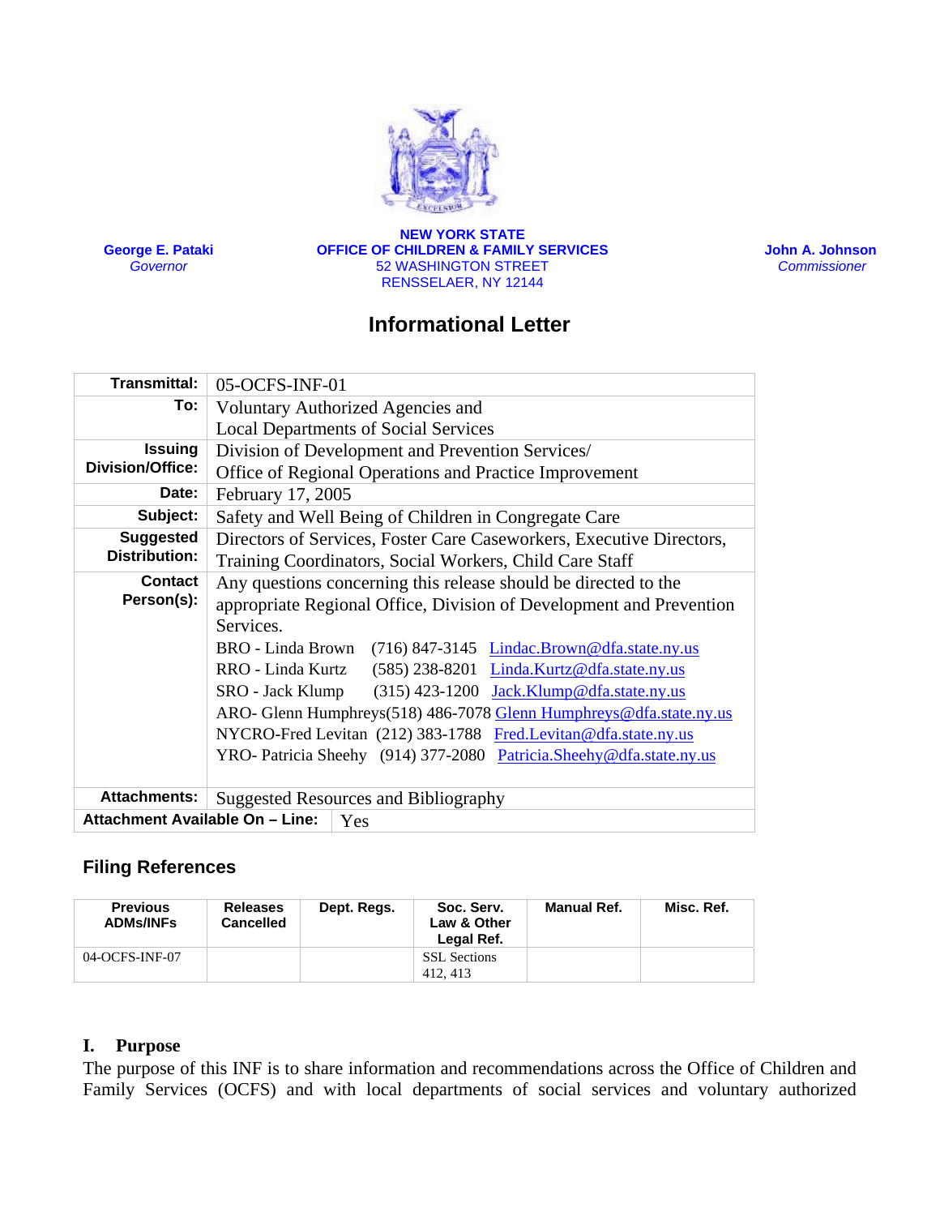**George E. Pataki**
*Governor*

**NEW YORK STATE**
**OFFICE OF CHILDREN & FAMILY SERVICES**
52 WASHINGTON STREET
RENSSELAER, NY 12144

**John A. Johnson**
*Commissioner*

# Informational Letter

| | |
|---|---|
| **Transmittal:** | 05-OCFS-INF-01 |
| **To:** | Voluntary Authorized Agencies and Local Departments of Social Services |
| **Issuing Division/Office:** | Division of Development and Prevention Services/ Office of Regional Operations and Practice Improvement |
| **Date:** | February 17, 2005 |
| **Subject:** | Safety and Well Being of Children in Congregate Care |
| **Suggested Distribution:** | Directors of Services, Foster Care Caseworkers, Executive Directors, Training Coordinators, Social Workers, Child Care Staff |
| **Contact Person(s):** | Any questions concerning this release should be directed to the appropriate Regional Office, Division of Development and Prevention Services.<br>BRO - Linda Brown (716) 847-3145 Lindac.Brown@dfa.state.ny.us<br>RRO - Linda Kurtz (585) 238-8201 Linda.Kurtz@dfa.state.ny.us<br>SRO - Jack Klump (315) 423-1200 Jack.Klump@dfa.state.ny.us<br>ARO- Glenn Humphreys(518) 486-7078 Glenn Humphreys@dfa.state.ny.us<br>NYCRO-Fred Levitan (212) 383-1788 Fred.Levitan@dfa.state.ny.us<br>YRO- Patricia Sheehy (914) 377-2080 Patricia.Sheehy@dfa.state.ny.us |
| **Attachments:** | Suggested Resources and Bibliography |
| **Attachment Available On – Line:** | Yes |

## Filing References

| Previous ADMs/INFs | Releases Cancelled | Dept. Regs. | Soc. Serv. Law & Other Legal Ref. | Manual Ref. | Misc. Ref. |
|---|---|---|---|---|---|
| 04-OCFS-INF-07 | | | SSL Sections 412, 413 | | |

## I. Purpose

The purpose of this INF is to share information and recommendations across the Office of Children and Family Services (OCFS) and with local departments of social services and voluntary authorized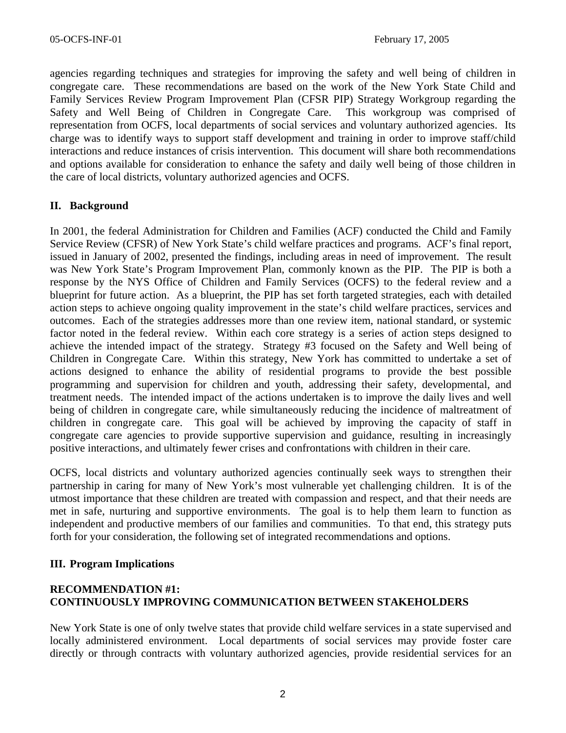agencies regarding techniques and strategies for improving the safety and well being of children in congregate care. These recommendations are based on the work of the New York State Child and Family Services Review Program Improvement Plan (CFSR PIP) Strategy Workgroup regarding the Safety and Well Being of Children in Congregate Care. This workgroup was comprised of representation from OCFS, local departments of social services and voluntary authorized agencies. Its charge was to identify ways to support staff development and training in order to improve staff/child interactions and reduce instances of crisis intervention. This document will share both recommendations and options available for consideration to enhance the safety and daily well being of those children in the care of local districts, voluntary authorized agencies and OCFS.

## II. Background

In 2001, the federal Administration for Children and Families (ACF) conducted the Child and Family Service Review (CFSR) of New York State's child welfare practices and programs. ACF's final report, issued in January of 2002, presented the findings, including areas in need of improvement. The result was New York State's Program Improvement Plan, commonly known as the PIP. The PIP is both a response by the NYS Office of Children and Family Services (OCFS) to the federal review and a blueprint for future action. As a blueprint, the PIP has set forth targeted strategies, each with detailed action steps to achieve ongoing quality improvement in the state's child welfare practices, services and outcomes. Each of the strategies addresses more than one review item, national standard, or systemic factor noted in the federal review. Within each core strategy is a series of action steps designed to achieve the intended impact of the strategy. Strategy #3 focused on the Safety and Well being of Children in Congregate Care. Within this strategy, New York has committed to undertake a set of actions designed to enhance the ability of residential programs to provide the best possible programming and supervision for children and youth, addressing their safety, developmental, and treatment needs. The intended impact of the actions undertaken is to improve the daily lives and well being of children in congregate care, while simultaneously reducing the incidence of maltreatment of children in congregate care. This goal will be achieved by improving the capacity of staff in congregate care agencies to provide supportive supervision and guidance, resulting in increasingly positive interactions, and ultimately fewer crises and confrontations with children in their care.

OCFS, local districts and voluntary authorized agencies continually seek ways to strengthen their partnership in caring for many of New York's most vulnerable yet challenging children. It is of the utmost importance that these children are treated with compassion and respect, and that their needs are met in safe, nurturing and supportive environments. The goal is to help them learn to function as independent and productive members of our families and communities. To that end, this strategy puts forth for your consideration, the following set of integrated recommendations and options.

## III. Program Implications

### RECOMMENDATION #1: CONTINUOUSLY IMPROVING COMMUNICATION BETWEEN STAKEHOLDERS

New York State is one of only twelve states that provide child welfare services in a state supervised and locally administered environment. Local departments of social services may provide foster care directly or through contracts with voluntary authorized agencies, provide residential services for an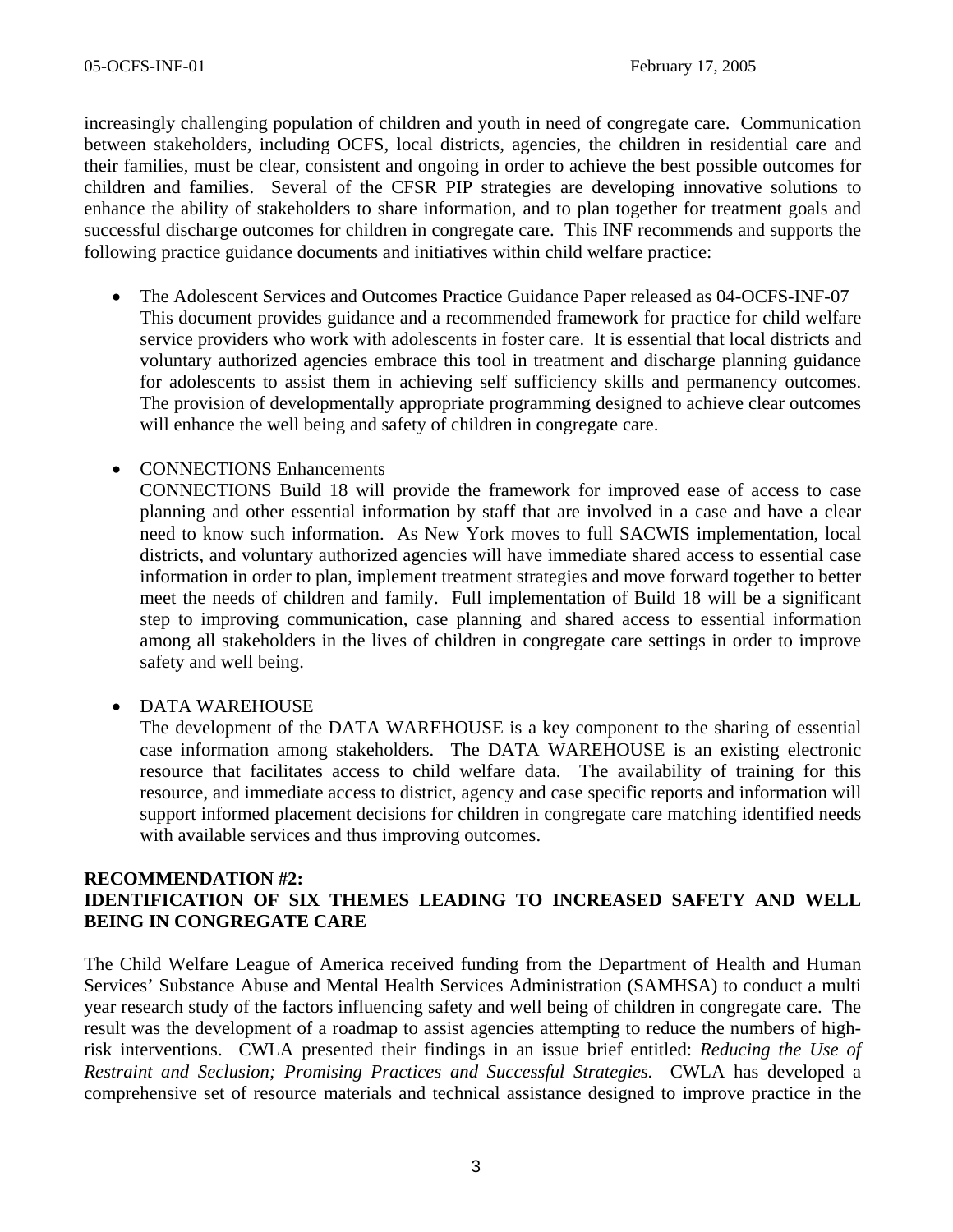increasingly challenging population of children and youth in need of congregate care. Communication between stakeholders, including OCFS, local districts, agencies, the children in residential care and their families, must be clear, consistent and ongoing in order to achieve the best possible outcomes for children and families. Several of the CFSR PIP strategies are developing innovative solutions to enhance the ability of stakeholders to share information, and to plan together for treatment goals and successful discharge outcomes for children in congregate care. This INF recommends and supports the following practice guidance documents and initiatives within child welfare practice:

- The Adolescent Services and Outcomes Practice Guidance Paper released as 04-OCFS-INF-07
  This document provides guidance and a recommended framework for practice for child welfare service providers who work with adolescents in foster care. It is essential that local districts and voluntary authorized agencies embrace this tool in treatment and discharge planning guidance for adolescents to assist them in achieving self sufficiency skills and permanency outcomes. The provision of developmentally appropriate programming designed to achieve clear outcomes will enhance the well being and safety of children in congregate care.

- CONNECTIONS Enhancements
  CONNECTIONS Build 18 will provide the framework for improved ease of access to case planning and other essential information by staff that are involved in a case and have a clear need to know such information. As New York moves to full SACWIS implementation, local districts, and voluntary authorized agencies will have immediate shared access to essential case information in order to plan, implement treatment strategies and move forward together to better meet the needs of children and family. Full implementation of Build 18 will be a significant step to improving communication, case planning and shared access to essential information among all stakeholders in the lives of children in congregate care settings in order to improve safety and well being.

- DATA WAREHOUSE
  The development of the DATA WAREHOUSE is a key component to the sharing of essential case information among stakeholders. The DATA WAREHOUSE is an existing electronic resource that facilitates access to child welfare data. The availability of training for this resource, and immediate access to district, agency and case specific reports and information will support informed placement decisions for children in congregate care matching identified needs with available services and thus improving outcomes.

**RECOMMENDATION #2:**
**IDENTIFICATION OF SIX THEMES LEADING TO INCREASED SAFETY AND WELL BEING IN CONGREGATE CARE**

The Child Welfare League of America received funding from the Department of Health and Human Services' Substance Abuse and Mental Health Services Administration (SAMHSA) to conduct a multi year research study of the factors influencing safety and well being of children in congregate care. The result was the development of a roadmap to assist agencies attempting to reduce the numbers of high-risk interventions. CWLA presented their findings in an issue brief entitled: *Reducing the Use of Restraint and Seclusion; Promising Practices and Successful Strategies.* CWLA has developed a comprehensive set of resource materials and technical assistance designed to improve practice in the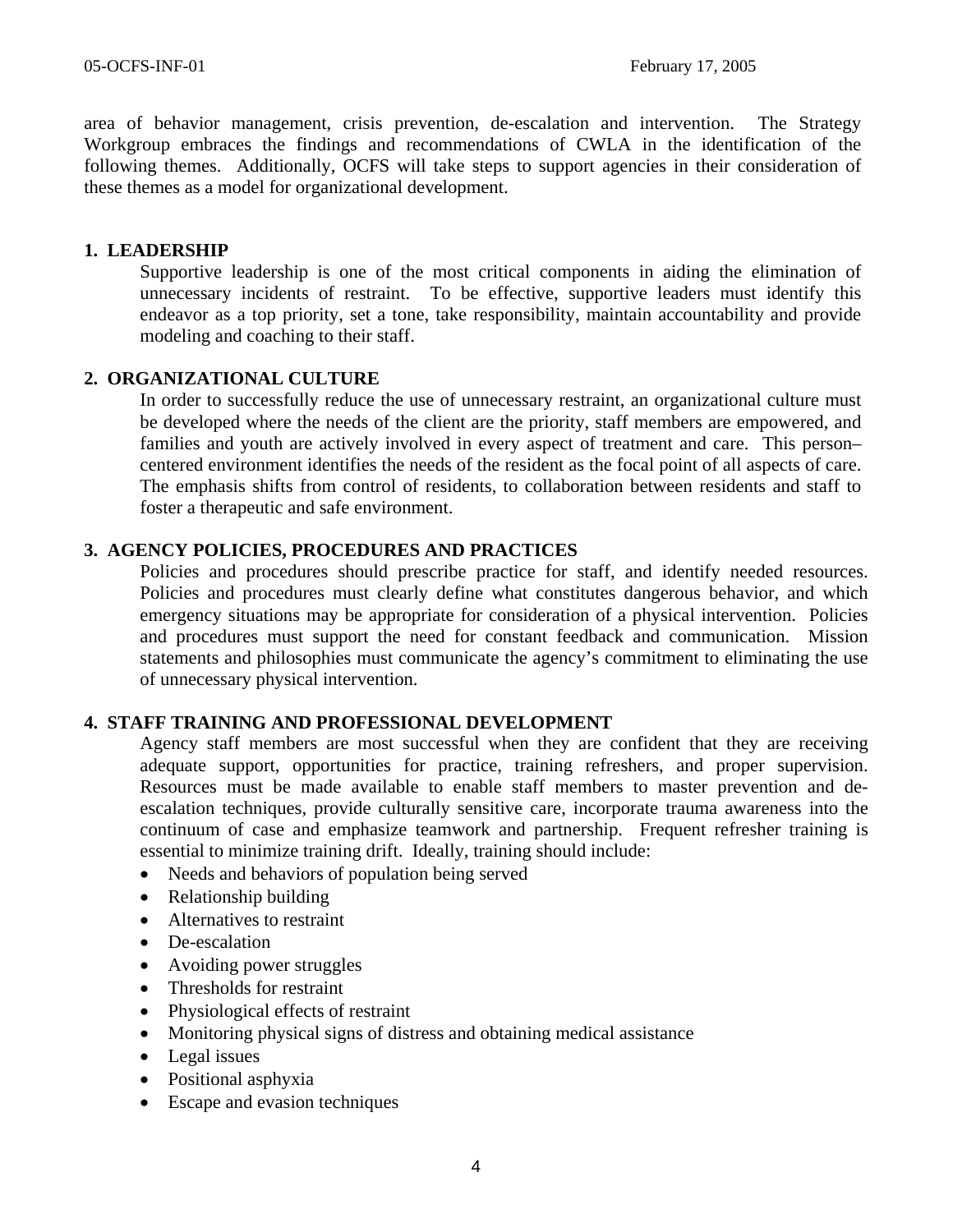area of behavior management, crisis prevention, de-escalation and intervention. The Strategy Workgroup embraces the findings and recommendations of CWLA in the identification of the following themes. Additionally, OCFS will take steps to support agencies in their consideration of these themes as a model for organizational development.

**1. LEADERSHIP**

Supportive leadership is one of the most critical components in aiding the elimination of unnecessary incidents of restraint. To be effective, supportive leaders must identify this endeavor as a top priority, set a tone, take responsibility, maintain accountability and provide modeling and coaching to their staff.

**2. ORGANIZATIONAL CULTURE**

In order to successfully reduce the use of unnecessary restraint, an organizational culture must be developed where the needs of the client are the priority, staff members are empowered, and families and youth are actively involved in every aspect of treatment and care. This person–centered environment identifies the needs of the resident as the focal point of all aspects of care. The emphasis shifts from control of residents, to collaboration between residents and staff to foster a therapeutic and safe environment.

**3. AGENCY POLICIES, PROCEDURES AND PRACTICES**

Policies and procedures should prescribe practice for staff, and identify needed resources. Policies and procedures must clearly define what constitutes dangerous behavior, and which emergency situations may be appropriate for consideration of a physical intervention. Policies and procedures must support the need for constant feedback and communication. Mission statements and philosophies must communicate the agency's commitment to eliminating the use of unnecessary physical intervention.

**4. STAFF TRAINING AND PROFESSIONAL DEVELOPMENT**

Agency staff members are most successful when they are confident that they are receiving adequate support, opportunities for practice, training refreshers, and proper supervision. Resources must be made available to enable staff members to master prevention and de-escalation techniques, provide culturally sensitive care, incorporate trauma awareness into the continuum of case and emphasize teamwork and partnership. Frequent refresher training is essential to minimize training drift. Ideally, training should include:

- Needs and behaviors of population being served
- Relationship building
- Alternatives to restraint
- De-escalation
- Avoiding power struggles
- Thresholds for restraint
- Physiological effects of restraint
- Monitoring physical signs of distress and obtaining medical assistance
- Legal issues
- Positional asphyxia
- Escape and evasion techniques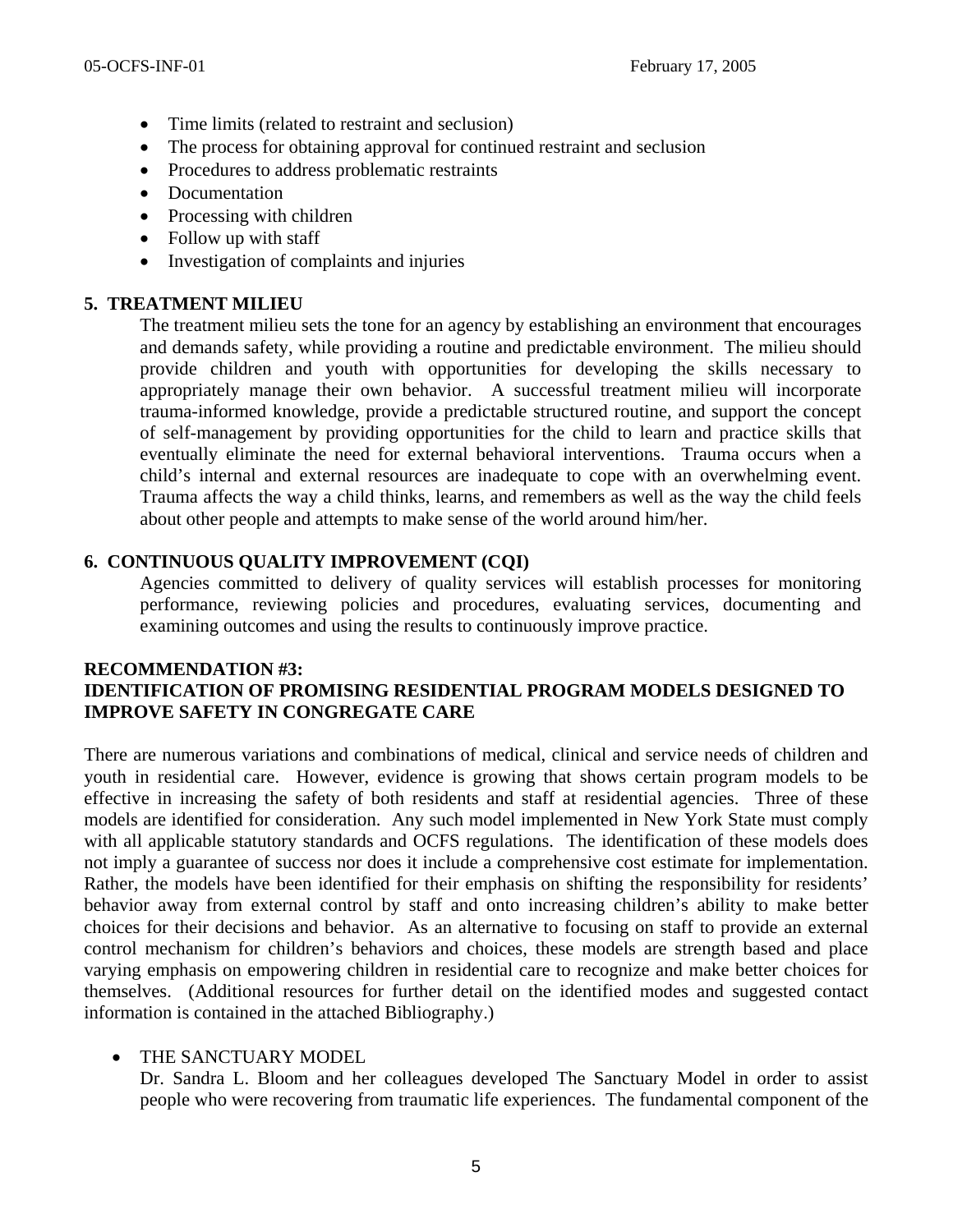- Time limits (related to restraint and seclusion)
- The process for obtaining approval for continued restraint and seclusion
- Procedures to address problematic restraints
- Documentation
- Processing with children
- Follow up with staff
- Investigation of complaints and injuries

**5. TREATMENT MILIEU**

The treatment milieu sets the tone for an agency by establishing an environment that encourages and demands safety, while providing a routine and predictable environment. The milieu should provide children and youth with opportunities for developing the skills necessary to appropriately manage their own behavior. A successful treatment milieu will incorporate trauma-informed knowledge, provide a predictable structured routine, and support the concept of self-management by providing opportunities for the child to learn and practice skills that eventually eliminate the need for external behavioral interventions. Trauma occurs when a child's internal and external resources are inadequate to cope with an overwhelming event. Trauma affects the way a child thinks, learns, and remembers as well as the way the child feels about other people and attempts to make sense of the world around him/her.

**6. CONTINUOUS QUALITY IMPROVEMENT (CQI)**

Agencies committed to delivery of quality services will establish processes for monitoring performance, reviewing policies and procedures, evaluating services, documenting and examining outcomes and using the results to continuously improve practice.

**RECOMMENDATION #3:**
**IDENTIFICATION OF PROMISING RESIDENTIAL PROGRAM MODELS DESIGNED TO IMPROVE SAFETY IN CONGREGATE CARE**

There are numerous variations and combinations of medical, clinical and service needs of children and youth in residential care. However, evidence is growing that shows certain program models to be effective in increasing the safety of both residents and staff at residential agencies. Three of these models are identified for consideration. Any such model implemented in New York State must comply with all applicable statutory standards and OCFS regulations. The identification of these models does not imply a guarantee of success nor does it include a comprehensive cost estimate for implementation. Rather, the models have been identified for their emphasis on shifting the responsibility for residents' behavior away from external control by staff and onto increasing children's ability to make better choices for their decisions and behavior. As an alternative to focusing on staff to provide an external control mechanism for children's behaviors and choices, these models are strength based and place varying emphasis on empowering children in residential care to recognize and make better choices for themselves. (Additional resources for further detail on the identified modes and suggested contact information is contained in the attached Bibliography.)

- THE SANCTUARY MODEL

  Dr. Sandra L. Bloom and her colleagues developed The Sanctuary Model in order to assist people who were recovering from traumatic life experiences. The fundamental component of the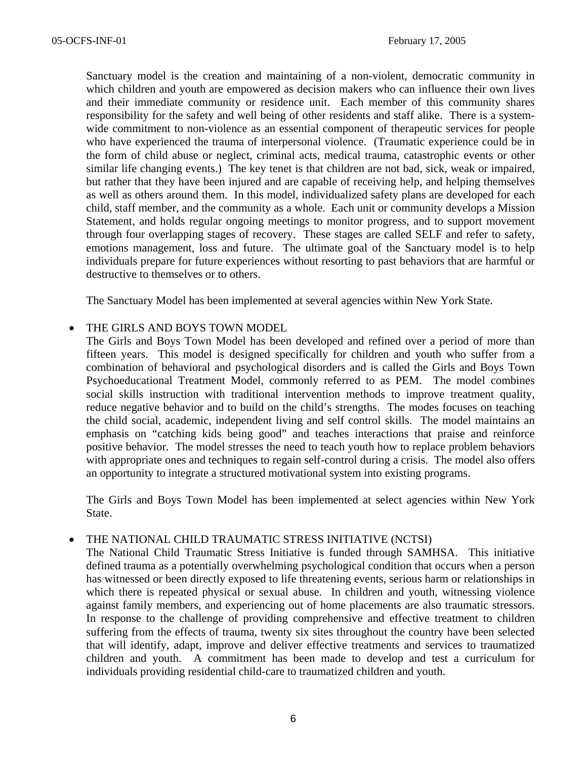Sanctuary model is the creation and maintaining of a non-violent, democratic community in which children and youth are empowered as decision makers who can influence their own lives and their immediate community or residence unit. Each member of this community shares responsibility for the safety and well being of other residents and staff alike. There is a system-wide commitment to non-violence as an essential component of therapeutic services for people who have experienced the trauma of interpersonal violence. (Traumatic experience could be in the form of child abuse or neglect, criminal acts, medical trauma, catastrophic events or other similar life changing events.) The key tenet is that children are not bad, sick, weak or impaired, but rather that they have been injured and are capable of receiving help, and helping themselves as well as others around them. In this model, individualized safety plans are developed for each child, staff member, and the community as a whole. Each unit or community develops a Mission Statement, and holds regular ongoing meetings to monitor progress, and to support movement through four overlapping stages of recovery. These stages are called SELF and refer to safety, emotions management, loss and future. The ultimate goal of the Sanctuary model is to help individuals prepare for future experiences without resorting to past behaviors that are harmful or destructive to themselves or to others.

The Sanctuary Model has been implemented at several agencies within New York State.

- THE GIRLS AND BOYS TOWN MODEL

  The Girls and Boys Town Model has been developed and refined over a period of more than fifteen years. This model is designed specifically for children and youth who suffer from a combination of behavioral and psychological disorders and is called the Girls and Boys Town Psychoeducational Treatment Model, commonly referred to as PEM. The model combines social skills instruction with traditional intervention methods to improve treatment quality, reduce negative behavior and to build on the child's strengths. The modes focuses on teaching the child social, academic, independent living and self control skills. The model maintains an emphasis on "catching kids being good" and teaches interactions that praise and reinforce positive behavior. The model stresses the need to teach youth how to replace problem behaviors with appropriate ones and techniques to regain self-control during a crisis. The model also offers an opportunity to integrate a structured motivational system into existing programs.

  The Girls and Boys Town Model has been implemented at select agencies within New York State.

- THE NATIONAL CHILD TRAUMATIC STRESS INITIATIVE (NCTSI)

  The National Child Traumatic Stress Initiative is funded through SAMHSA. This initiative defined trauma as a potentially overwhelming psychological condition that occurs when a person has witnessed or been directly exposed to life threatening events, serious harm or relationships in which there is repeated physical or sexual abuse. In children and youth, witnessing violence against family members, and experiencing out of home placements are also traumatic stressors. In response to the challenge of providing comprehensive and effective treatment to children suffering from the effects of trauma, twenty six sites throughout the country have been selected that will identify, adapt, improve and deliver effective treatments and services to traumatized children and youth. A commitment has been made to develop and test a curriculum for individuals providing residential child-care to traumatized children and youth.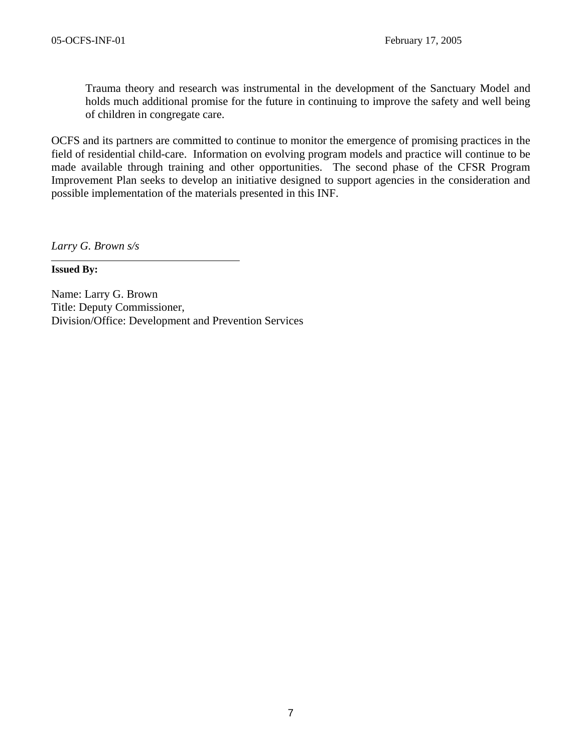> Trauma theory and research was instrumental in the development of the Sanctuary Model and holds much additional promise for the future in continuing to improve the safety and well being of children in congregate care.

OCFS and its partners are committed to continue to monitor the emergence of promising practices in the field of residential child-care. Information on evolving program models and practice will continue to be made available through training and other opportunities. The second phase of the CFSR Program Improvement Plan seeks to develop an initiative designed to support agencies in the consideration and possible implementation of the materials presented in this INF.

*Larry G. Brown s/s*

---

**Issued By:**

Name: Larry G. Brown
Title: Deputy Commissioner,
Division/Office: Development and Prevention Services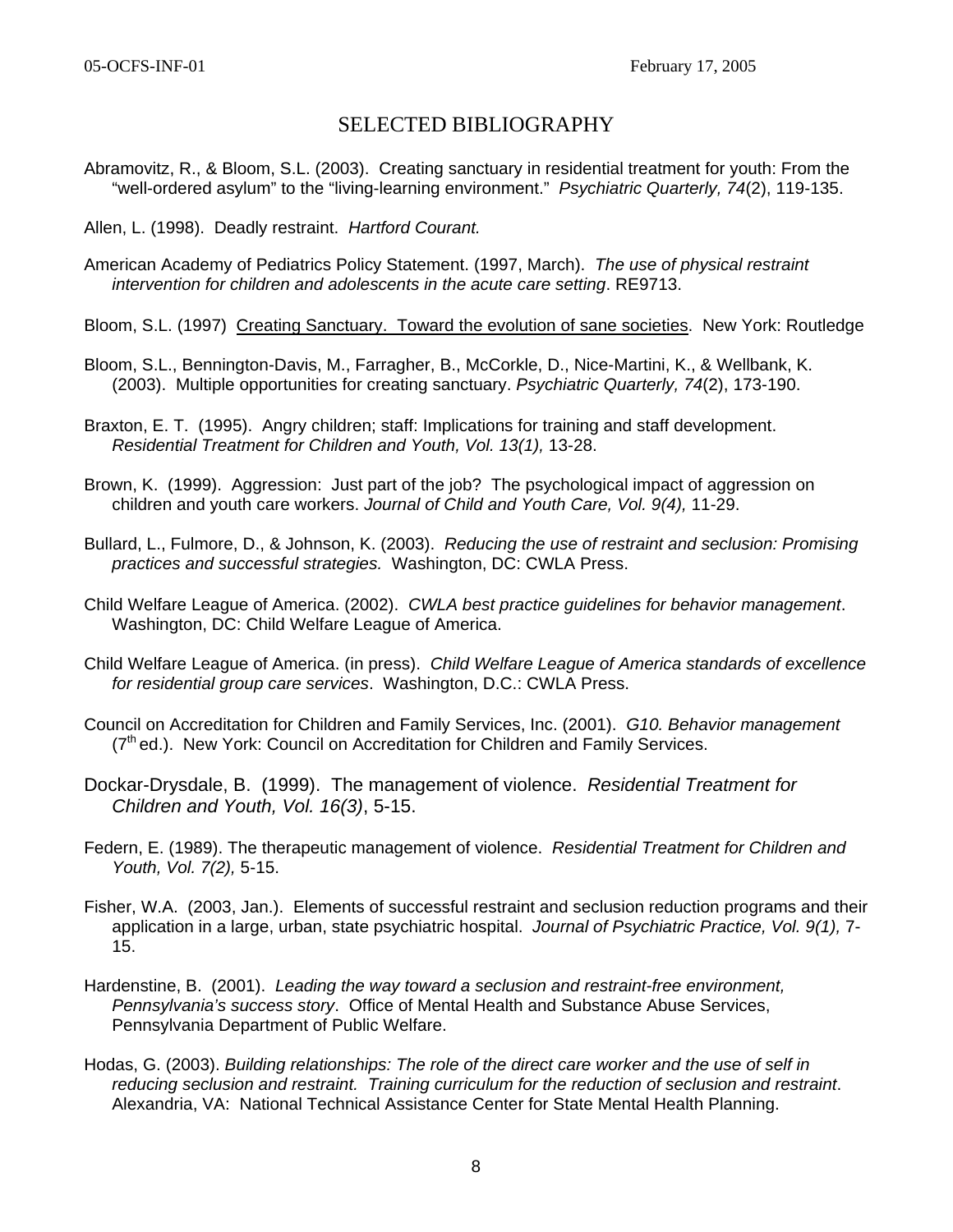# SELECTED BIBLIOGRAPHY

Abramovitz, R., & Bloom, S.L. (2003). Creating sanctuary in residential treatment for youth: From the "well-ordered asylum" to the "living-learning environment." *Psychiatric Quarterly, 74*(2), 119-135.

Allen, L. (1998). Deadly restraint. *Hartford Courant.*

American Academy of Pediatrics Policy Statement. (1997, March). *The use of physical restraint intervention for children and adolescents in the acute care setting*. RE9713.

Bloom, S.L. (1997) <u>Creating Sanctuary. Toward the evolution of sane societies</u>. New York: Routledge

Bloom, S.L., Bennington-Davis, M., Farragher, B., McCorkle, D., Nice-Martini, K., & Wellbank, K. (2003). Multiple opportunities for creating sanctuary. *Psychiatric Quarterly, 74*(2), 173-190.

Braxton, E. T. (1995). Angry children; staff: Implications for training and staff development. *Residential Treatment for Children and Youth, Vol. 13(1),* 13-28.

Brown, K. (1999). Aggression: Just part of the job? The psychological impact of aggression on children and youth care workers. *Journal of Child and Youth Care, Vol. 9(4),* 11-29.

Bullard, L., Fulmore, D., & Johnson, K. (2003). *Reducing the use of restraint and seclusion: Promising practices and successful strategies.* Washington, DC: CWLA Press.

Child Welfare League of America. (2002). *CWLA best practice guidelines for behavior management*. Washington, DC: Child Welfare League of America.

Child Welfare League of America. (in press). *Child Welfare League of America standards of excellence for residential group care services*. Washington, D.C.: CWLA Press.

Council on Accreditation for Children and Family Services, Inc. (2001). *G10. Behavior management* (7th ed.). New York: Council on Accreditation for Children and Family Services.

Dockar-Drysdale, B. (1999). The management of violence. *Residential Treatment for Children and Youth, Vol. 16(3)*, 5-15.

Federn, E. (1989). The therapeutic management of violence. *Residential Treatment for Children and Youth, Vol. 7(2),* 5-15.

Fisher, W.A. (2003, Jan.). Elements of successful restraint and seclusion reduction programs and their application in a large, urban, state psychiatric hospital. *Journal of Psychiatric Practice, Vol. 9(1),* 7-15.

Hardenstine, B. (2001). *Leading the way toward a seclusion and restraint-free environment, Pennsylvania's success story*. Office of Mental Health and Substance Abuse Services, Pennsylvania Department of Public Welfare.

Hodas, G. (2003). *Building relationships: The role of the direct care worker and the use of self in reducing seclusion and restraint. Training curriculum for the reduction of seclusion and restraint*. Alexandria, VA: National Technical Assistance Center for State Mental Health Planning.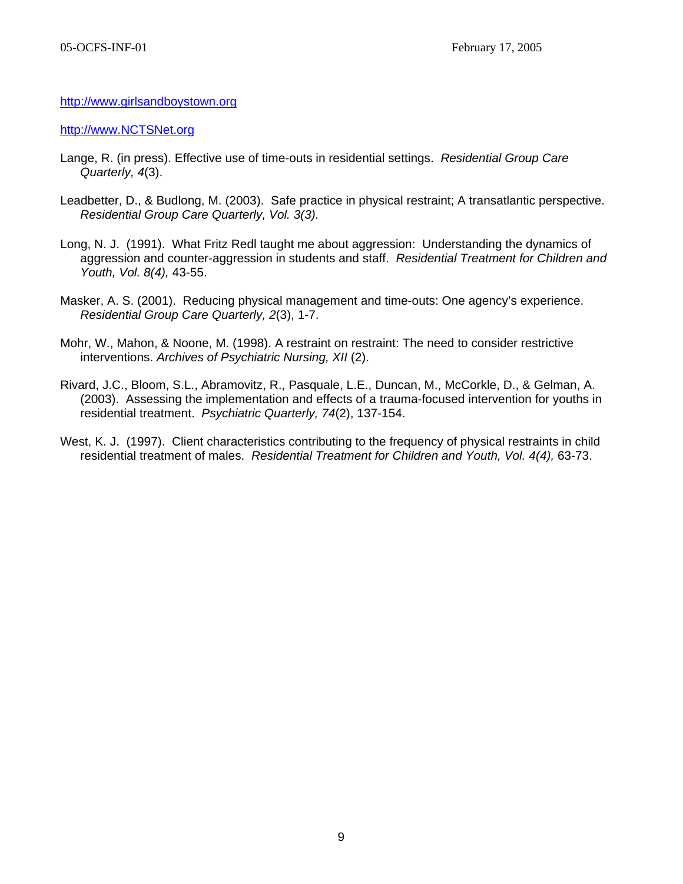http://www.girlsandboystown.org

http://www.NCTSNet.org

Lange, R. (in press). Effective use of time-outs in residential settings. *Residential Group Care Quarterly, 4*(3).

Leadbetter, D., & Budlong, M. (2003). Safe practice in physical restraint; A transatlantic perspective. *Residential Group Care Quarterly, Vol. 3(3).*

Long, N. J. (1991). What Fritz Redl taught me about aggression: Understanding the dynamics of aggression and counter-aggression in students and staff. *Residential Treatment for Children and Youth, Vol. 8(4),* 43-55.

Masker, A. S. (2001). Reducing physical management and time-outs: One agency's experience. *Residential Group Care Quarterly, 2*(3), 1-7.

Mohr, W., Mahon, & Noone, M. (1998). A restraint on restraint: The need to consider restrictive interventions. *Archives of Psychiatric Nursing, XII* (2).

Rivard, J.C., Bloom, S.L., Abramovitz, R., Pasquale, L.E., Duncan, M., McCorkle, D., & Gelman, A. (2003). Assessing the implementation and effects of a trauma-focused intervention for youths in residential treatment. *Psychiatric Quarterly, 74*(2), 137-154.

West, K. J. (1997). Client characteristics contributing to the frequency of physical restraints in child residential treatment of males. *Residential Treatment for Children and Youth, Vol. 4(4),* 63-73.